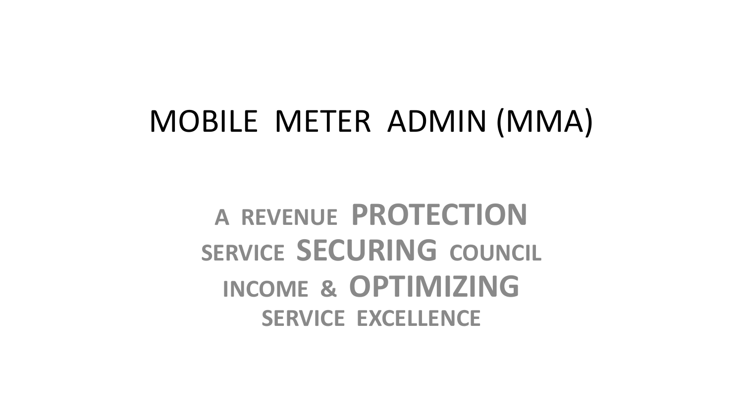# MOBILE METER ADMIN (MMA)

**A REVENUE PROTECTION SERVICE SECURING COUNCIL INCOME & OPTIMIZING SERVICE EXCELLENCE**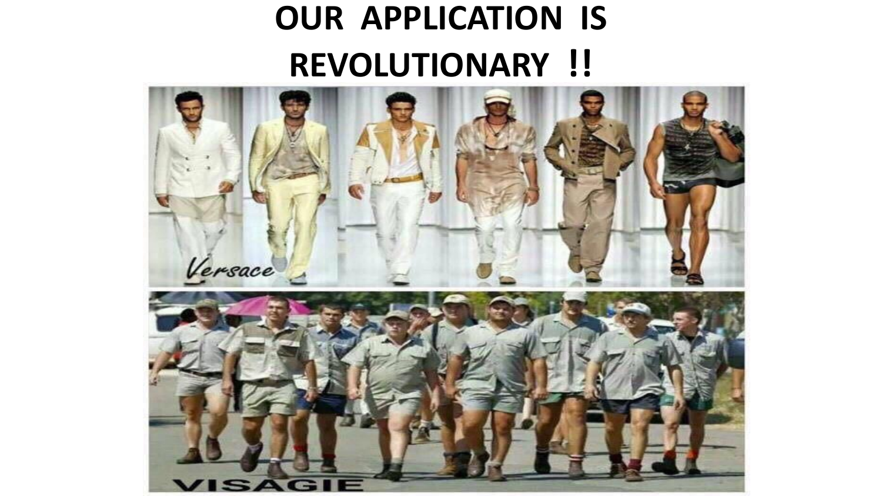# OUR APPLICATION IS REVOLUTIONARY !!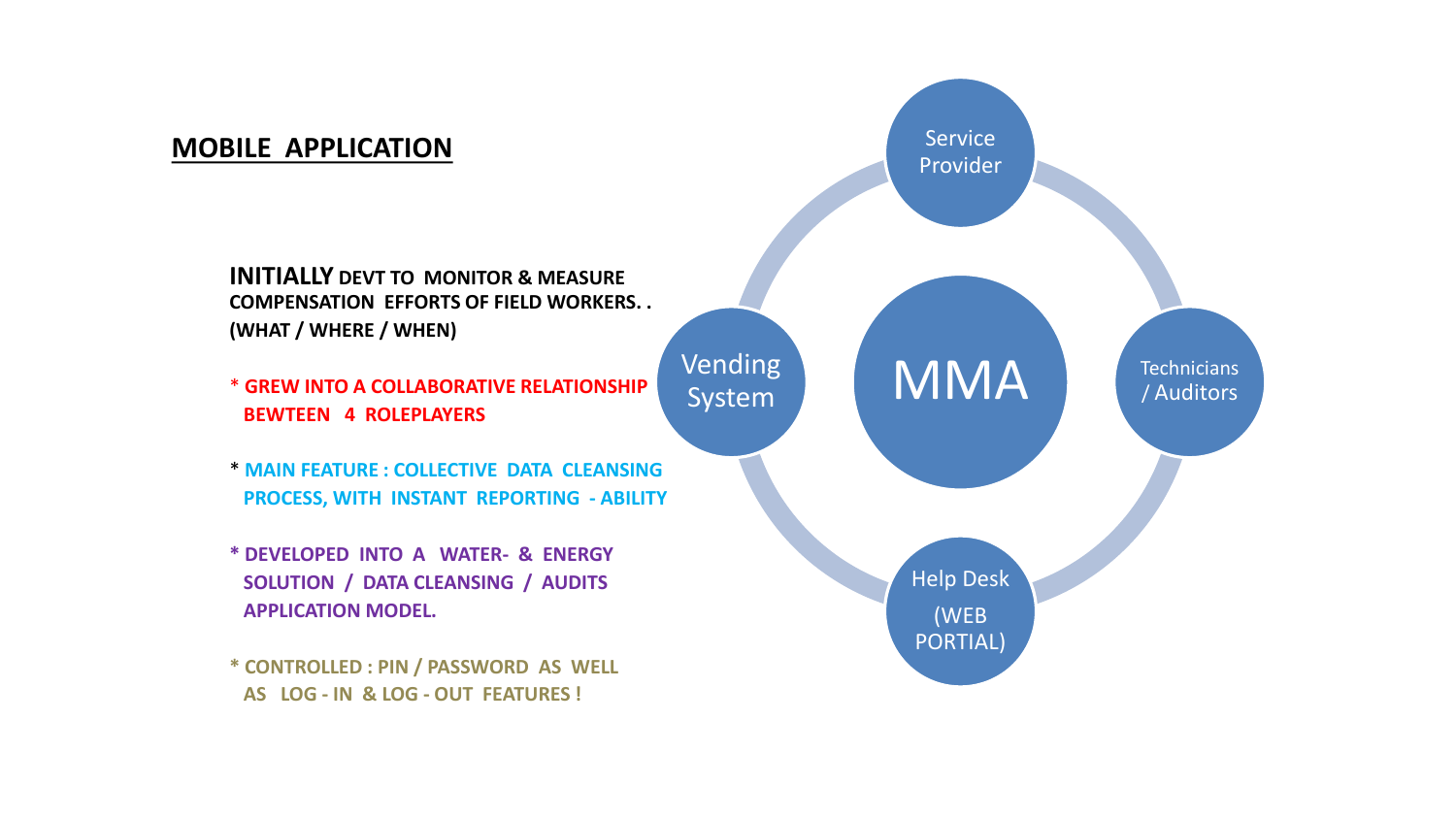## MOBILE APPLICATION

**INITIALLY DEVT TO MONITOR & MEASURE COMPENSATION EFFORTS OF FIELD WORKERS. . (WHAT / WHERE / WHEN)**

* **GREW INTO A COLLABORATIVE RELATIONSHIP BEWTEEN 4 ROLEPLAYERS**

* **MAIN FEATURE : COLLECTIVE DATA CLEANSING PROCESS, WITH INSTANT REPORTING - ABILITY**

* **DEVELOPED INTO A WATER- & ENERGY SOLUTION / DATA CLEANSING / AUDITS APPLICATION MODEL.**

* **CONTROLLED : PIN / PASSWORD AS WELL AS LOG - IN & LOG - OUT FEATURES !**

MMA

- Service Provider
- Technicians / Auditors
- Help Desk (WEB PORTIAL)
- Vending System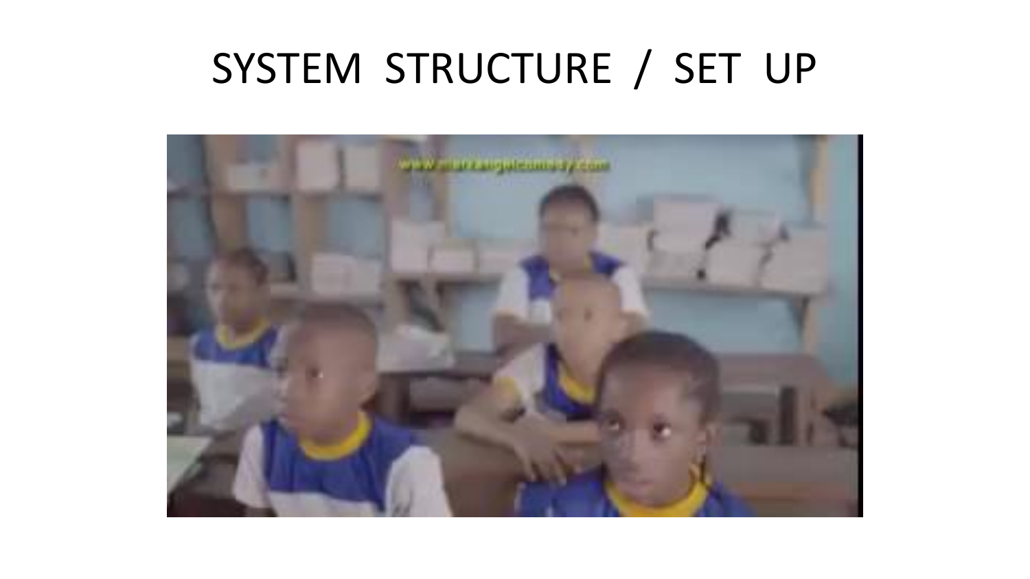# SYSTEM STRUCTURE / SET UP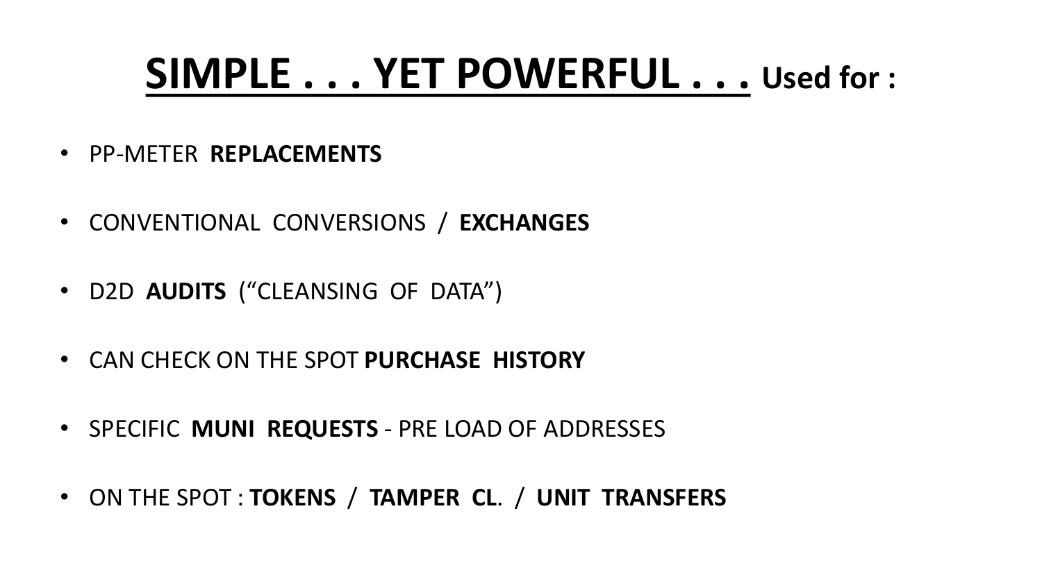# <u>SIMPLE . . . YET POWERFUL . . .</u> Used for :

- PP-METER **REPLACEMENTS**
- CONVENTIONAL CONVERSIONS / **EXCHANGES**
- D2D **AUDITS** ("CLEANSING OF DATA")
- CAN CHECK ON THE SPOT **PURCHASE HISTORY**
- SPECIFIC **MUNI REQUESTS** - PRE LOAD OF ADDRESSES
- ON THE SPOT : **TOKENS** / **TAMPER CL**. / **UNIT TRANSFERS**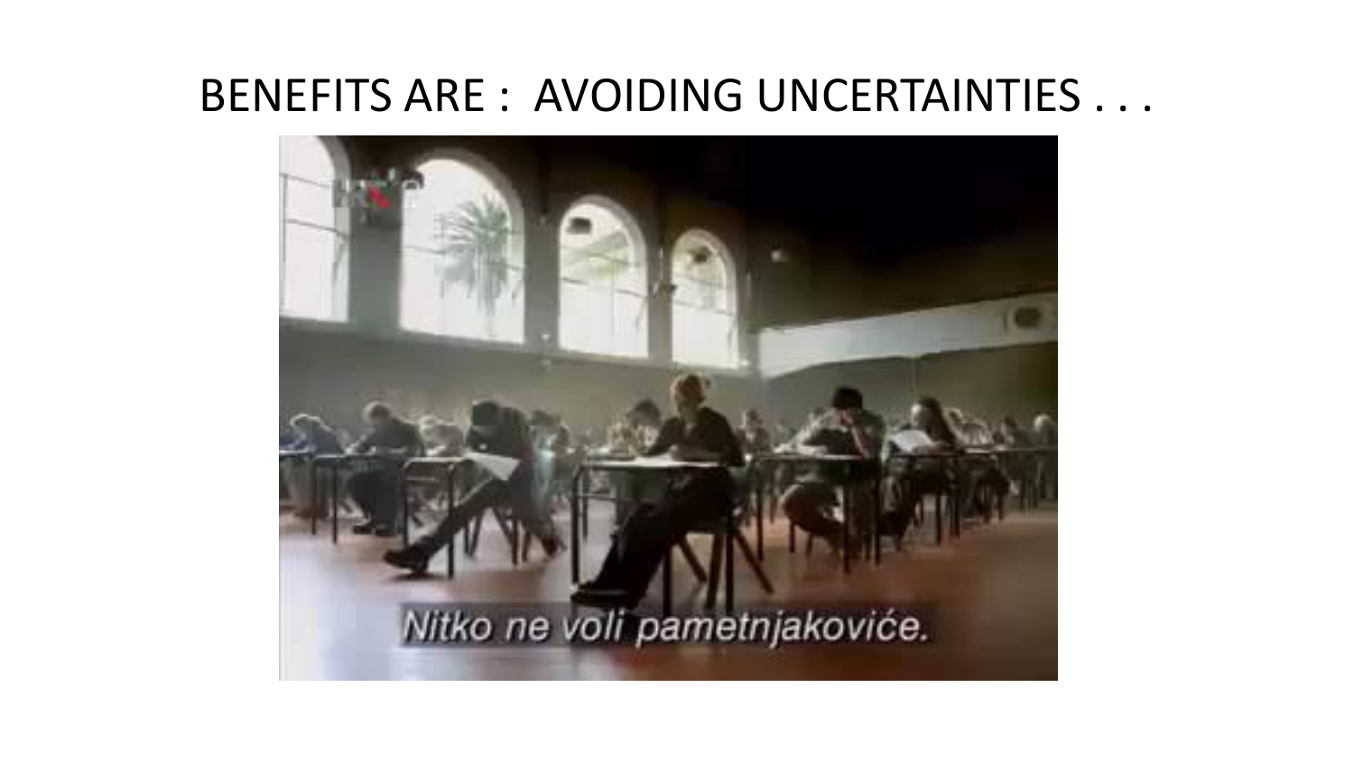# BENEFITS ARE : AVOIDING UNCERTAINTIES . . .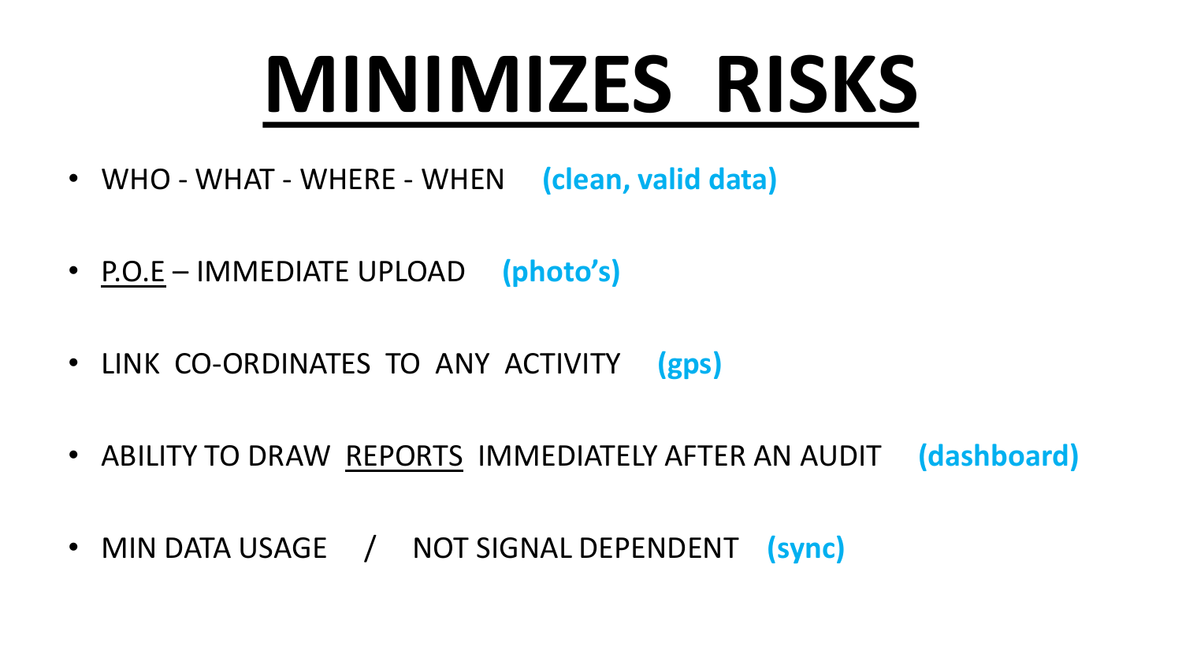# MINIMIZES RISKS

- WHO - WHAT - WHERE - WHEN **(clean, valid data)**
- P.O.E – IMMEDIATE UPLOAD **(photo's)**
- LINK CO-ORDINATES TO ANY ACTIVITY **(gps)**
- ABILITY TO DRAW REPORTS IMMEDIATELY AFTER AN AUDIT **(dashboard)**
- MIN DATA USAGE / NOT SIGNAL DEPENDENT **(sync)**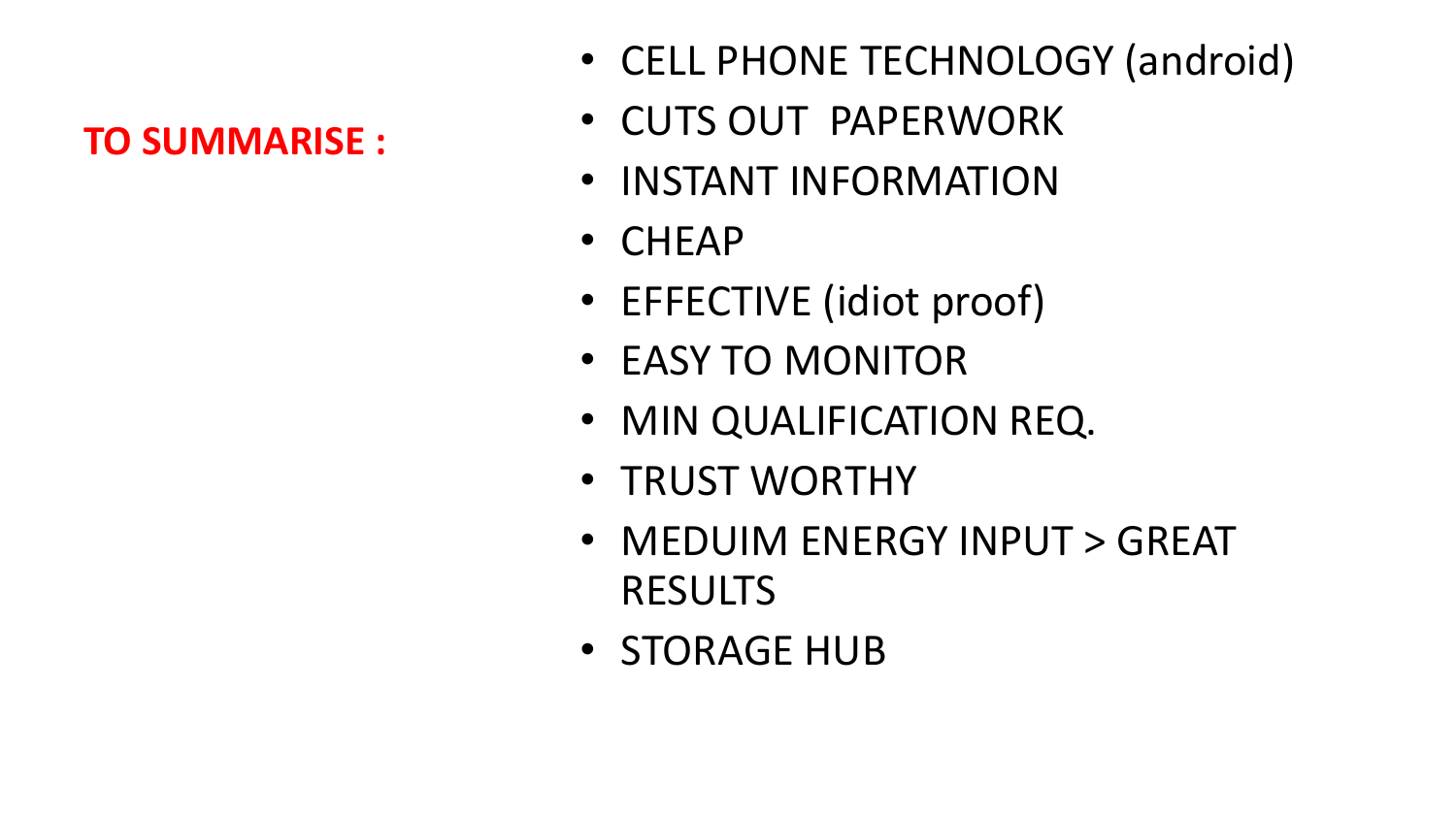**TO SUMMARISE :**

- CELL PHONE TECHNOLOGY (android)
- CUTS OUT  PAPERWORK
- INSTANT INFORMATION
- CHEAP
- EFFECTIVE (idiot proof)
- EASY TO MONITOR
- MIN QUALIFICATION REQ.
- TRUST WORTHY
- MEDUIM ENERGY INPUT > GREAT RESULTS
- STORAGE HUB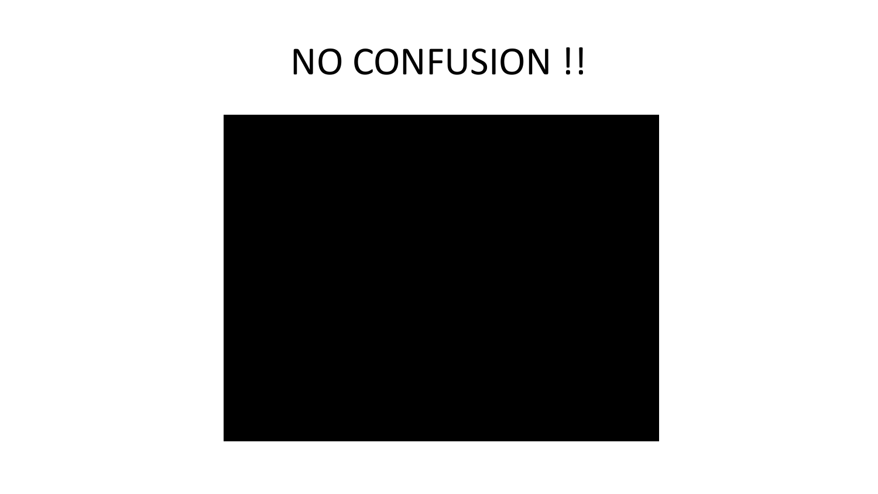# NO CONFUSION !!